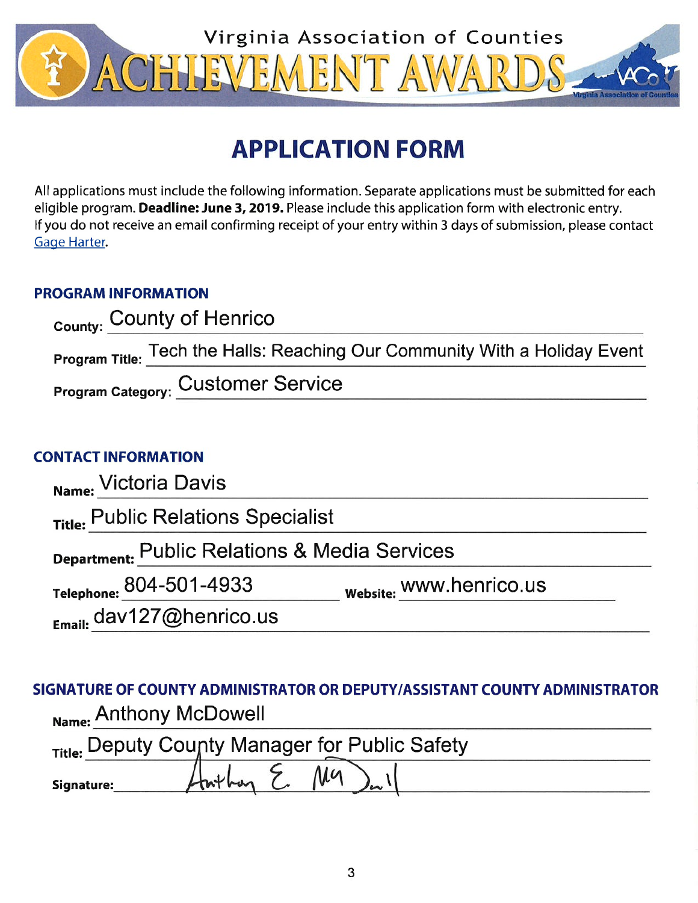Virginia Association of Counties

# ACHIEVEMENT AWARDS

## APPLICATION FORM

All applications must include the following information. Separate applications must be submitted for each eligible program. **Deadline: June 3, 2019.** Please include this application form with electronic entry. If you do not receive an email confirming receipt of your entry within 3 days of submission, please contact Gage Harter.

### PROGRAM INFORMATION

**County:** County of Henrico

**Program Title:** Tech the Halls: Reaching Our Community With a Holiday Event

**Program Category:** Customer Service

### CONTACT INFORMATION

**Name:** Victoria Davis

**Title:** Public Relations Specialist

**Department:** Public Relations & Media Services

**Telephone:** 804-501-4933 **Website:** www.henrico.us

**Email:** dav127@henrico.us

### SIGNATURE OF COUNTY ADMINISTRATOR OR DEPUTY/ASSISTANT COUNTY ADMINISTRATOR

**Name:** Anthony McDowell

**Title:** Deputy County Manager for Public Safety

**Signature:** Anthony E. McDowell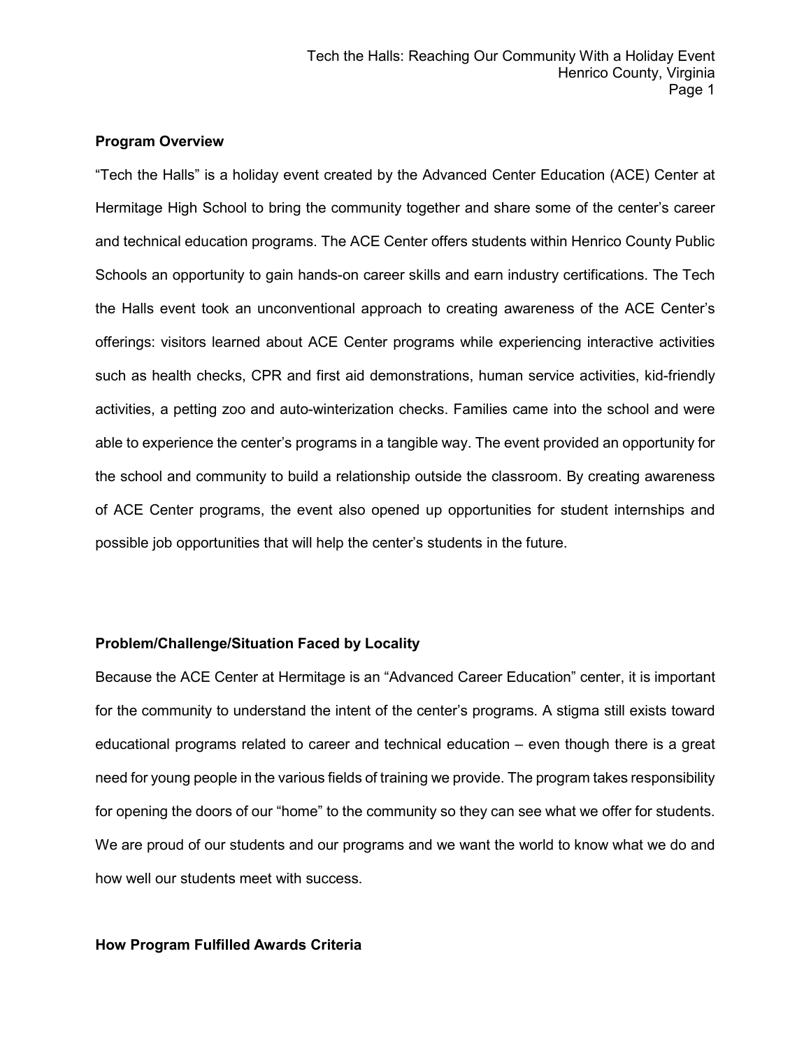**Program Overview**

"Tech the Halls" is a holiday event created by the Advanced Center Education (ACE) Center at Hermitage High School to bring the community together and share some of the center's career and technical education programs. The ACE Center offers students within Henrico County Public Schools an opportunity to gain hands-on career skills and earn industry certifications. The Tech the Halls event took an unconventional approach to creating awareness of the ACE Center's offerings: visitors learned about ACE Center programs while experiencing interactive activities such as health checks, CPR and first aid demonstrations, human service activities, kid-friendly activities, a petting zoo and auto-winterization checks. Families came into the school and were able to experience the center's programs in a tangible way. The event provided an opportunity for the school and community to build a relationship outside the classroom. By creating awareness of ACE Center programs, the event also opened up opportunities for student internships and possible job opportunities that will help the center's students in the future.

**Problem/Challenge/Situation Faced by Locality**

Because the ACE Center at Hermitage is an "Advanced Career Education" center, it is important for the community to understand the intent of the center's programs. A stigma still exists toward educational programs related to career and technical education – even though there is a great need for young people in the various fields of training we provide. The program takes responsibility for opening the doors of our "home" to the community so they can see what we offer for students. We are proud of our students and our programs and we want the world to know what we do and how well our students meet with success.

**How Program Fulfilled Awards Criteria**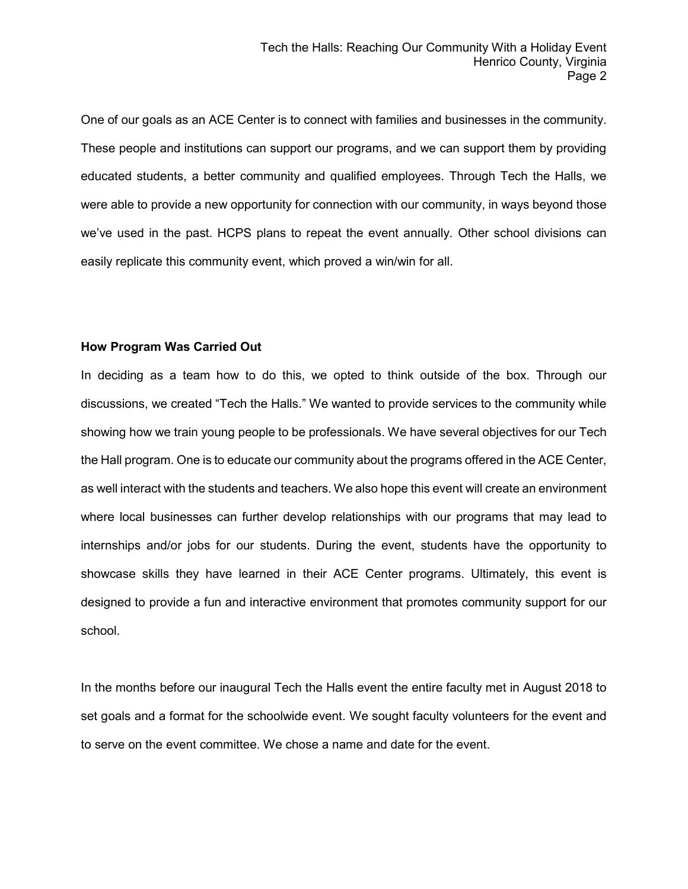One of our goals as an ACE Center is to connect with families and businesses in the community. These people and institutions can support our programs, and we can support them by providing educated students, a better community and qualified employees. Through Tech the Halls, we were able to provide a new opportunity for connection with our community, in ways beyond those we've used in the past. HCPS plans to repeat the event annually. Other school divisions can easily replicate this community event, which proved a win/win for all.

**How Program Was Carried Out**

In deciding as a team how to do this, we opted to think outside of the box. Through our discussions, we created "Tech the Halls." We wanted to provide services to the community while showing how we train young people to be professionals. We have several objectives for our Tech the Hall program. One is to educate our community about the programs offered in the ACE Center, as well interact with the students and teachers. We also hope this event will create an environment where local businesses can further develop relationships with our programs that may lead to internships and/or jobs for our students. During the event, students have the opportunity to showcase skills they have learned in their ACE Center programs. Ultimately, this event is designed to provide a fun and interactive environment that promotes community support for our school.

In the months before our inaugural Tech the Halls event the entire faculty met in August 2018 to set goals and a format for the schoolwide event. We sought faculty volunteers for the event and to serve on the event committee. We chose a name and date for the event.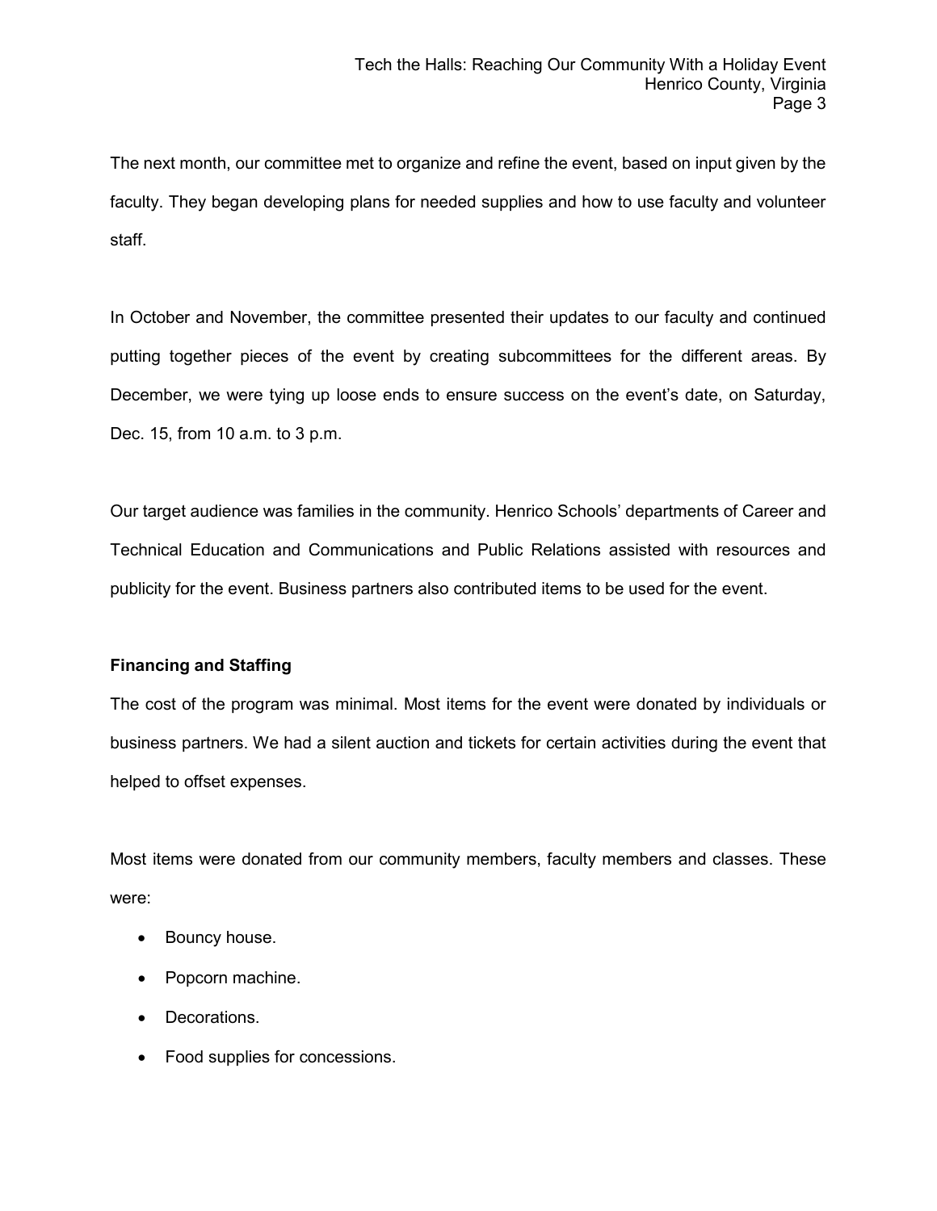The next month, our committee met to organize and refine the event, based on input given by the faculty. They began developing plans for needed supplies and how to use faculty and volunteer staff.

In October and November, the committee presented their updates to our faculty and continued putting together pieces of the event by creating subcommittees for the different areas. By December, we were tying up loose ends to ensure success on the event's date, on Saturday, Dec. 15, from 10 a.m. to 3 p.m.

Our target audience was families in the community. Henrico Schools' departments of Career and Technical Education and Communications and Public Relations assisted with resources and publicity for the event. Business partners also contributed items to be used for the event.

**Financing and Staffing**

The cost of the program was minimal. Most items for the event were donated by individuals or business partners. We had a silent auction and tickets for certain activities during the event that helped to offset expenses.

Most items were donated from our community members, faculty members and classes. These were:

- Bouncy house.
- Popcorn machine.
- Decorations.
- Food supplies for concessions.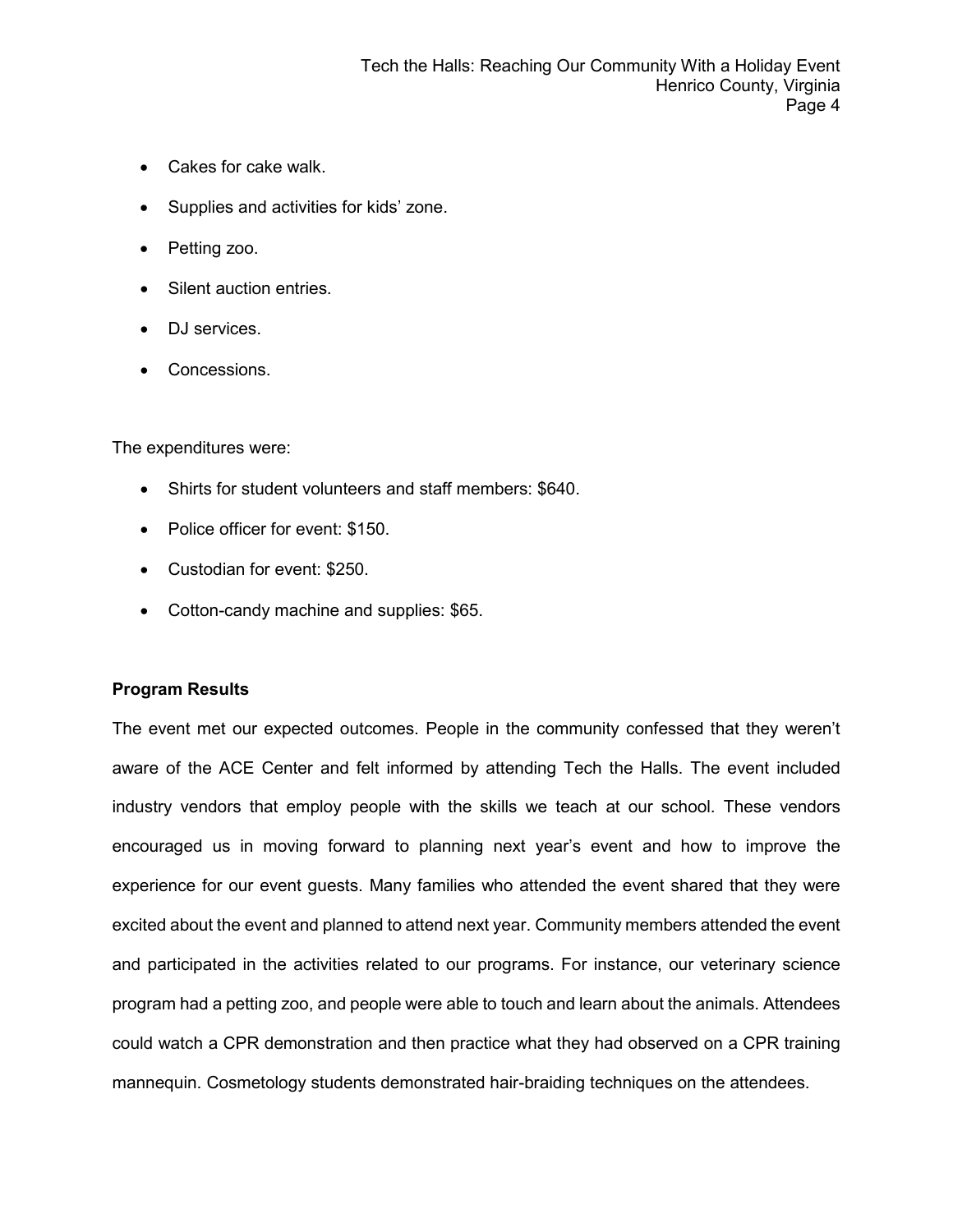- Cakes for cake walk.
- Supplies and activities for kids' zone.
- Petting zoo.
- Silent auction entries.
- DJ services.
- Concessions.

The expenditures were:

- Shirts for student volunteers and staff members: $640.
- Police officer for event: $150.
- Custodian for event: $250.
- Cotton-candy machine and supplies: $65.

**Program Results**

The event met our expected outcomes. People in the community confessed that they weren't aware of the ACE Center and felt informed by attending Tech the Halls. The event included industry vendors that employ people with the skills we teach at our school. These vendors encouraged us in moving forward to planning next year's event and how to improve the experience for our event guests. Many families who attended the event shared that they were excited about the event and planned to attend next year. Community members attended the event and participated in the activities related to our programs. For instance, our veterinary science program had a petting zoo, and people were able to touch and learn about the animals. Attendees could watch a CPR demonstration and then practice what they had observed on a CPR training mannequin. Cosmetology students demonstrated hair-braiding techniques on the attendees.